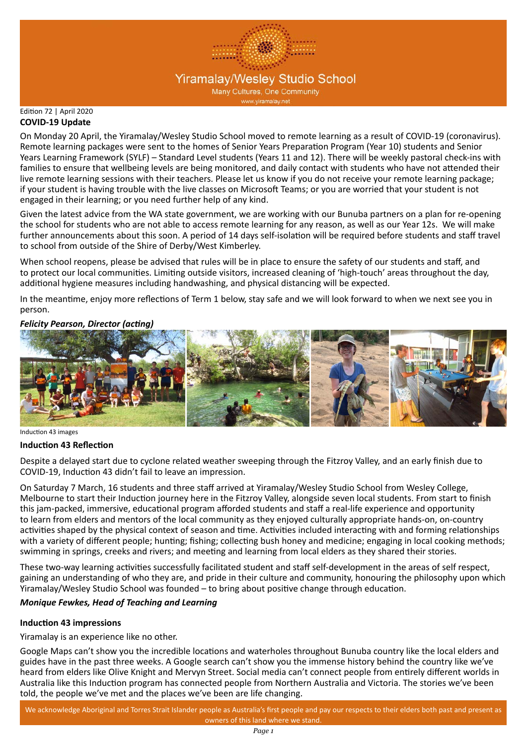# Yiramalay/Wesley Studio School

Many Cultures, One Community

www.yiramalay.net

Edition 72 | April 2020

## COVID-19 Update

On Monday 20 April, the Yiramalay/Wesley Studio School moved to remote learning as a result of COVID-19 (coronavirus). Remote learning packages were sent to the homes of Senior Years Preparation Program (Year 10) students and Senior Years Learning Framework (SYLF) – Standard Level students (Years 11 and 12). There will be weekly pastoral check-ins with families to ensure that wellbeing levels are being monitored, and daily contact with students who have not attended their live remote learning sessions with their teachers. Please let us know if you do not receive your remote learning package; if your student is having trouble with the live classes on Microsoft Teams; or you are worried that your student is not engaged in their learning; or you need further help of any kind.

Given the latest advice from the WA state government, we are working with our Bunuba partners on a plan for re-opening the school for students who are not able to access remote learning for any reason, as well as our Year 12s. We will make further announcements about this soon. A period of 14 days self-isolation will be required before students and staff travel to school from outside of the Shire of Derby/West Kimberley.

When school reopens, please be advised that rules will be in place to ensure the safety of our students and staff, and to protect our local communities. Limiting outside visitors, increased cleaning of 'high-touch' areas throughout the day, additional hygiene measures including handwashing, and physical distancing will be expected.

In the meantime, enjoy more reflections of Term 1 below, stay safe and we will look forward to when we next see you in person.

***Felicity Pearson, Director (acting)***

Induction 43 images

## Induction 43 Reflection

Despite a delayed start due to cyclone related weather sweeping through the Fitzroy Valley, and an early finish due to COVID-19, Induction 43 didn't fail to leave an impression.

On Saturday 7 March, 16 students and three staff arrived at Yiramalay/Wesley Studio School from Wesley College, Melbourne to start their Induction journey here in the Fitzroy Valley, alongside seven local students. From start to finish this jam-packed, immersive, educational program afforded students and staff a real-life experience and opportunity to learn from elders and mentors of the local community as they enjoyed culturally appropriate hands-on, on-country activities shaped by the physical context of season and time. Activities included interacting with and forming relationships with a variety of different people; hunting; fishing; collecting bush honey and medicine; engaging in local cooking methods; swimming in springs, creeks and rivers; and meeting and learning from local elders as they shared their stories.

These two-way learning activities successfully facilitated student and staff self-development in the areas of self respect, gaining an understanding of who they are, and pride in their culture and community, honouring the philosophy upon which Yiramalay/Wesley Studio School was founded – to bring about positive change through education.

***Monique Fewkes, Head of Teaching and Learning***

## Induction 43 impressions

Yiramalay is an experience like no other.

Google Maps can't show you the incredible locations and waterholes throughout Bunuba country like the local elders and guides have in the past three weeks. A Google search can't show you the immense history behind the country like we've heard from elders like Olive Knight and Mervyn Street. Social media can't connect people from entirely different worlds in Australia like this Induction program has connected people from Northern Australia and Victoria. The stories we've been told, the people we've met and the places we've been are life changing.

We acknowledge Aboriginal and Torres Strait Islander people as Australia's first people and pay our respects to their elders both past and present as owners of this land where we stand.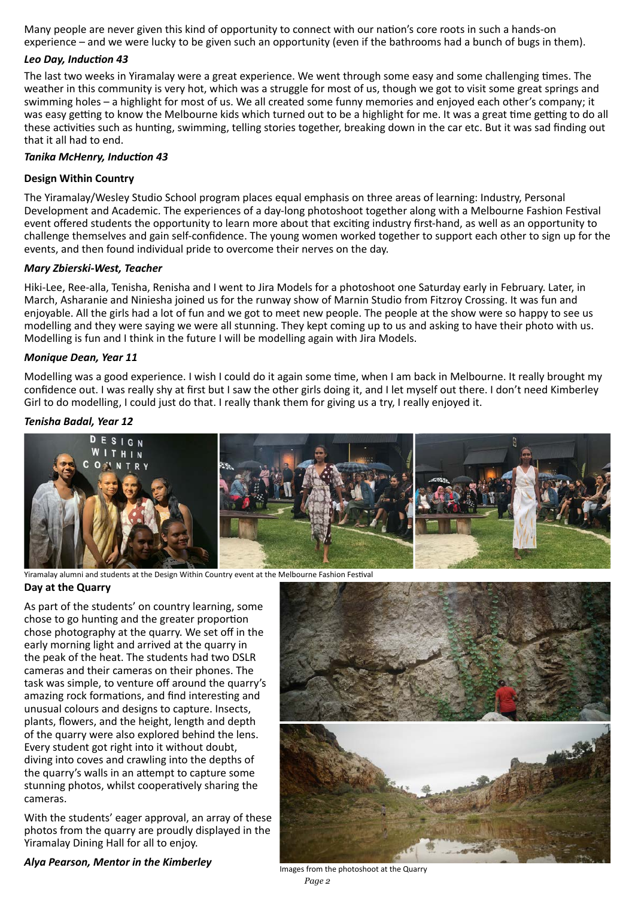Many people are never given this kind of opportunity to connect with our nation's core roots in such a hands-on experience – and we were lucky to be given such an opportunity (even if the bathrooms had a bunch of bugs in them).

***Leo Day, Induction 43***

The last two weeks in Yiramalay were a great experience. We went through some easy and some challenging times. The weather in this community is very hot, which was a struggle for most of us, though we got to visit some great springs and swimming holes – a highlight for most of us. We all created some funny memories and enjoyed each other's company; it was easy getting to know the Melbourne kids which turned out to be a highlight for me. It was a great time getting to do all these activities such as hunting, swimming, telling stories together, breaking down in the car etc. But it was sad finding out that it all had to end.

***Tanika McHenry, Induction 43***

**Design Within Country**

The Yiramalay/Wesley Studio School program places equal emphasis on three areas of learning: Industry, Personal Development and Academic. The experiences of a day-long photoshoot together along with a Melbourne Fashion Festival event offered students the opportunity to learn more about that exciting industry first-hand, as well as an opportunity to challenge themselves and gain self-confidence. The young women worked together to support each other to sign up for the events, and then found individual pride to overcome their nerves on the day.

***Mary Zbierski-West, Teacher***

Hiki-Lee, Ree-alla, Tenisha, Renisha and I went to Jira Models for a photoshoot one Saturday early in February. Later, in March, Asharanie and Niniesha joined us for the runway show of Marnin Studio from Fitzroy Crossing. It was fun and enjoyable. All the girls had a lot of fun and we got to meet new people. The people at the show were so happy to see us modelling and they were saying we were all stunning. They kept coming up to us and asking to have their photo with us. Modelling is fun and I think in the future I will be modelling again with Jira Models.

***Monique Dean, Year 11***

Modelling was a good experience. I wish I could do it again some time, when I am back in Melbourne. It really brought my confidence out. I was really shy at first but I saw the other girls doing it, and I let myself out there. I don't need Kimberley Girl to do modelling, I could just do that. I really thank them for giving us a try, I really enjoyed it.

***Tenisha Badal, Year 12***

Yiramalay alumni and students at the Design Within Country event at the Melbourne Fashion Festival

**Day at the Quarry**

As part of the students' on country learning, some chose to go hunting and the greater proportion chose photography at the quarry. We set off in the early morning light and arrived at the quarry in the peak of the heat. The students had two DSLR cameras and their cameras on their phones. The task was simple, to venture off around the quarry's amazing rock formations, and find interesting and unusual colours and designs to capture. Insects, plants, flowers, and the height, length and depth of the quarry were also explored behind the lens. Every student got right into it without doubt, diving into coves and crawling into the depths of the quarry's walls in an attempt to capture some stunning photos, whilst cooperatively sharing the cameras.

With the students' eager approval, an array of these photos from the quarry are proudly displayed in the Yiramalay Dining Hall for all to enjoy.

***Alya Pearson, Mentor in the Kimberley***

Images from the photoshoot at the Quarry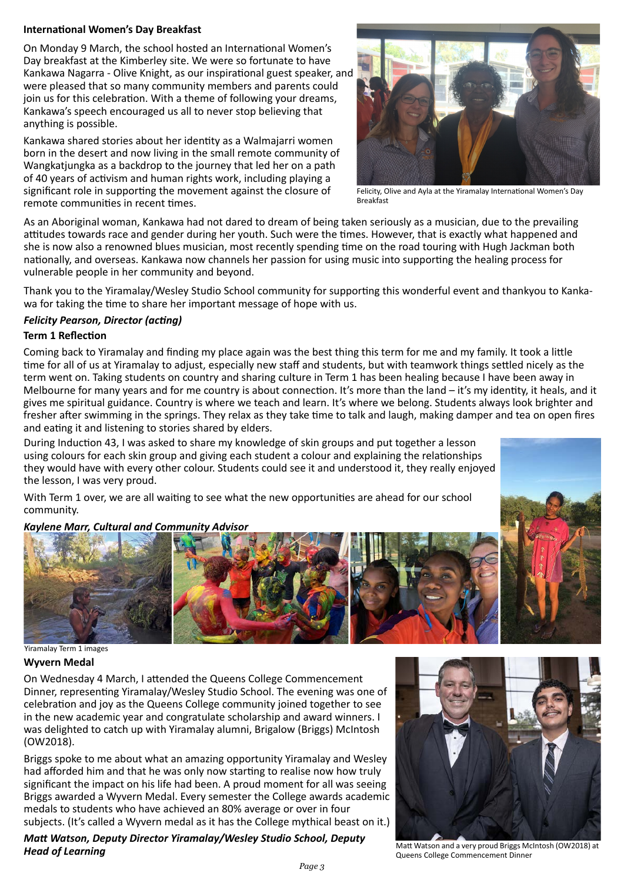### International Women's Day Breakfast

On Monday 9 March, the school hosted an International Women's Day breakfast at the Kimberley site. We were so fortunate to have Kankawa Nagarra - Olive Knight, as our inspirational guest speaker, and were pleased that so many community members and parents could join us for this celebration. With a theme of following your dreams, Kankawa's speech encouraged us all to never stop believing that anything is possible.

Kankawa shared stories about her identity as a Walmajarri women born in the desert and now living in the small remote community of Wangkatjungka as a backdrop to the journey that led her on a path of 40 years of activism and human rights work, including playing a significant role in supporting the movement against the closure of remote communities in recent times.

Felicity, Olive and Ayla at the Yiramalay International Women's Day Breakfast

As an Aboriginal woman, Kankawa had not dared to dream of being taken seriously as a musician, due to the prevailing attitudes towards race and gender during her youth. Such were the times. However, that is exactly what happened and she is now also a renowned blues musician, most recently spending time on the road touring with Hugh Jackman both nationally, and overseas. Kankawa now channels her passion for using music into supporting the healing process for vulnerable people in her community and beyond.

Thank you to the Yiramalay/Wesley Studio School community for supporting this wonderful event and thankyou to Kankawa for taking the time to share her important message of hope with us.

***Felicity Pearson, Director (acting)***

### Term 1 Reflection

Coming back to Yiramalay and finding my place again was the best thing this term for me and my family. It took a little time for all of us at Yiramalay to adjust, especially new staff and students, but with teamwork things settled nicely as the term went on. Taking students on country and sharing culture in Term 1 has been healing because I have been away in Melbourne for many years and for me country is about connection. It's more than the land – it's my identity, it heals, and it gives me spiritual guidance. Country is where we teach and learn. It's where we belong. Students always look brighter and fresher after swimming in the springs. They relax as they take time to talk and laugh, making damper and tea on open fires and eating it and listening to stories shared by elders.

During Induction 43, I was asked to share my knowledge of skin groups and put together a lesson using colours for each skin group and giving each student a colour and explaining the relationships they would have with every other colour. Students could see it and understood it, they really enjoyed the lesson, I was very proud.

With Term 1 over, we are all waiting to see what the new opportunities are ahead for our school community.

***Kaylene Marr, Cultural and Community Advisor***

Yiramalay Term 1 images

### Wyvern Medal

On Wednesday 4 March, I attended the Queens College Commencement Dinner, representing Yiramalay/Wesley Studio School. The evening was one of celebration and joy as the Queens College community joined together to see in the new academic year and congratulate scholarship and award winners. I was delighted to catch up with Yiramalay alumni, Brigalow (Briggs) McIntosh (OW2018).

Briggs spoke to me about what an amazing opportunity Yiramalay and Wesley had afforded him and that he was only now starting to realise now how truly significant the impact on his life had been. A proud moment for all was seeing Briggs awarded a Wyvern Medal. Every semester the College awards academic medals to students who have achieved an 80% average or over in four subjects. (It's called a Wyvern medal as it has the College mythical beast on it.)

***Matt Watson, Deputy Director Yiramalay/Wesley Studio School, Deputy Head of Learning***

Matt Watson and a very proud Briggs McIntosh (OW2018) at Queens College Commencement Dinner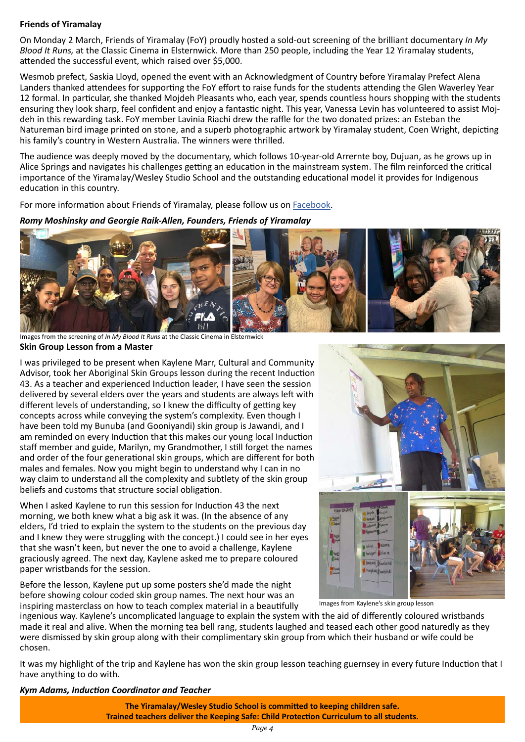### Friends of Yiramalay

On Monday 2 March, Friends of Yiramalay (FoY) proudly hosted a sold-out screening of the brilliant documentary *In My Blood It Runs,* at the Classic Cinema in Elsternwick. More than 250 people, including the Year 12 Yiramalay students, attended the successful event, which raised over $5,000.

Wesmob prefect, Saskia Lloyd, opened the event with an Acknowledgment of Country before Yiramalay Prefect Alena Landers thanked attendees for supporting the FoY effort to raise funds for the students attending the Glen Waverley Year 12 formal. In particular, she thanked Mojdeh Pleasants who, each year, spends countless hours shopping with the students ensuring they look sharp, feel confident and enjoy a fantastic night. This year, Vanessa Levin has volunteered to assist Mojdeh in this rewarding task. FoY member Lavinia Riachi drew the raffle for the two donated prizes: an Esteban the Natureman bird image printed on stone, and a superb photographic artwork by Yiramalay student, Coen Wright, depicting his family's country in Western Australia. The winners were thrilled.

The audience was deeply moved by the documentary, which follows 10-year-old Arrernte boy, Dujuan, as he grows up in Alice Springs and navigates his challenges getting an education in the mainstream system. The film reinforced the critical importance of the Yiramalay/Wesley Studio School and the outstanding educational model it provides for Indigenous education in this country.

For more information about Friends of Yiramalay, please follow us on Facebook.

***Romy Moshinsky and Georgie Raik-Allen, Founders, Friends of Yiramalay***

Images from the screening of *In My Blood It Runs* at the Classic Cinema in Elsternwick

### Skin Group Lesson from a Master

I was privileged to be present when Kaylene Marr, Cultural and Community Advisor, took her Aboriginal Skin Groups lesson during the recent Induction 43. As a teacher and experienced Induction leader, I have seen the session delivered by several elders over the years and students are always left with different levels of understanding, so I knew the difficulty of getting key concepts across while conveying the system's complexity. Even though I have been told my Bunuba (and Gooniyandi) skin group is Jawandi, and I am reminded on every Induction that this makes our young local Induction staff member and guide, Marilyn, my Grandmother, I still forget the names and order of the four generational skin groups, which are different for both males and females. Now you might begin to understand why I can in no way claim to understand all the complexity and subtlety of the skin group beliefs and customs that structure social obligation.

When I asked Kaylene to run this session for Induction 43 the next morning, we both knew what a big ask it was. (In the absence of any elders, I'd tried to explain the system to the students on the previous day and I knew they were struggling with the concept.) I could see in her eyes that she wasn't keen, but never the one to avoid a challenge, Kaylene graciously agreed. The next day, Kaylene asked me to prepare coloured paper wristbands for the session.

Before the lesson, Kaylene put up some posters she'd made the night before showing colour coded skin group names. The next hour was an inspiring masterclass on how to teach complex material in a beautifully ingenious way. Kaylene's uncomplicated language to explain the system with the aid of differently coloured wristbands made it real and alive. When the morning tea bell rang, students laughed and teased each other good naturedly as they were dismissed by skin group along with their complimentary skin group from which their husband or wife could be chosen.

Images from Kaylene's skin group lesson

It was my highlight of the trip and Kaylene has won the skin group lesson teaching guernsey in every future Induction that I have anything to do with.

***Kym Adams, Induction Coordinator and Teacher***

**The Yiramalay/Wesley Studio School is committed to keeping children safe.**
**Trained teachers deliver the Keeping Safe: Child Protection Curriculum to all students.**